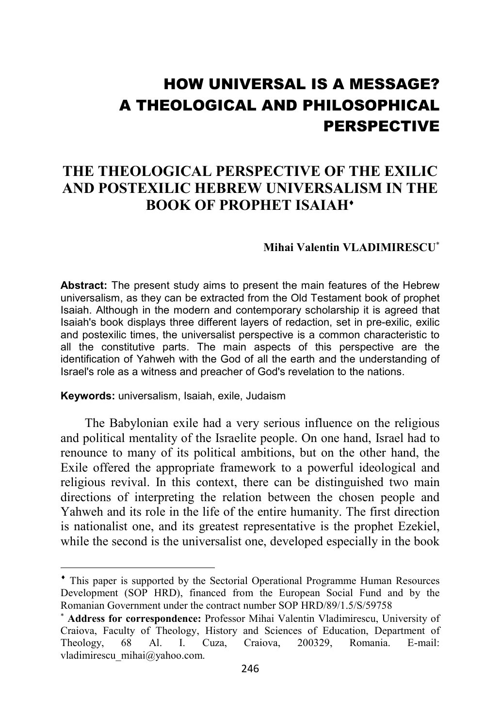# HOW UNIVERSAL IS A MESSAGE? A THEOLOGICAL AND PHILOSOPHICAL PERSPECTIVE

## THE THEOLOGICAL PERSPECTIVE OF THE EXILIC AND POSTEXILIC HEBREW UNIVERSALISM IN THE BOOK OF PROPHET ISAIAH[♦]

**Mihai Valentin VLADIMIRESCU**[*]

**Abstract:** The present study aims to present the main features of the Hebrew universalism, as they can be extracted from the Old Testament book of prophet Isaiah. Although in the modern and contemporary scholarship it is agreed that Isaiah's book displays three different layers of redaction, set in pre-exilic, exilic and postexilic times, the universalist perspective is a common characteristic to all the constitutive parts. The main aspects of this perspective are the identification of Yahweh with the God of all the earth and the understanding of Israel's role as a witness and preacher of God's revelation to the nations.

**Keywords:** universalism, Isaiah, exile, Judaism

The Babylonian exile had a very serious influence on the religious and political mentality of the Israelite people. On one hand, Israel had to renounce to many of its political ambitions, but on the other hand, the Exile offered the appropriate framework to a powerful ideological and religious revival. In this context, there can be distinguished two main directions of interpreting the relation between the chosen people and Yahweh and its role in the life of the entire humanity. The first direction is nationalist one, and its greatest representative is the prophet Ezekiel, while the second is the universalist one, developed especially in the book

---

[♦] This paper is supported by the Sectorial Operational Programme Human Resources Development (SOP HRD), financed from the European Social Fund and by the Romanian Government under the contract number SOP HRD/89/1.5/S/59758

[*] **Address for correspondence:** Professor Mihai Valentin Vladimirescu, University of Craiova, Faculty of Theology, History and Sciences of Education, Department of Theology, 68 Al. I. Cuza, Craiova, 200329, Romania. E-mail: vladimirescu_mihai@yahoo.com.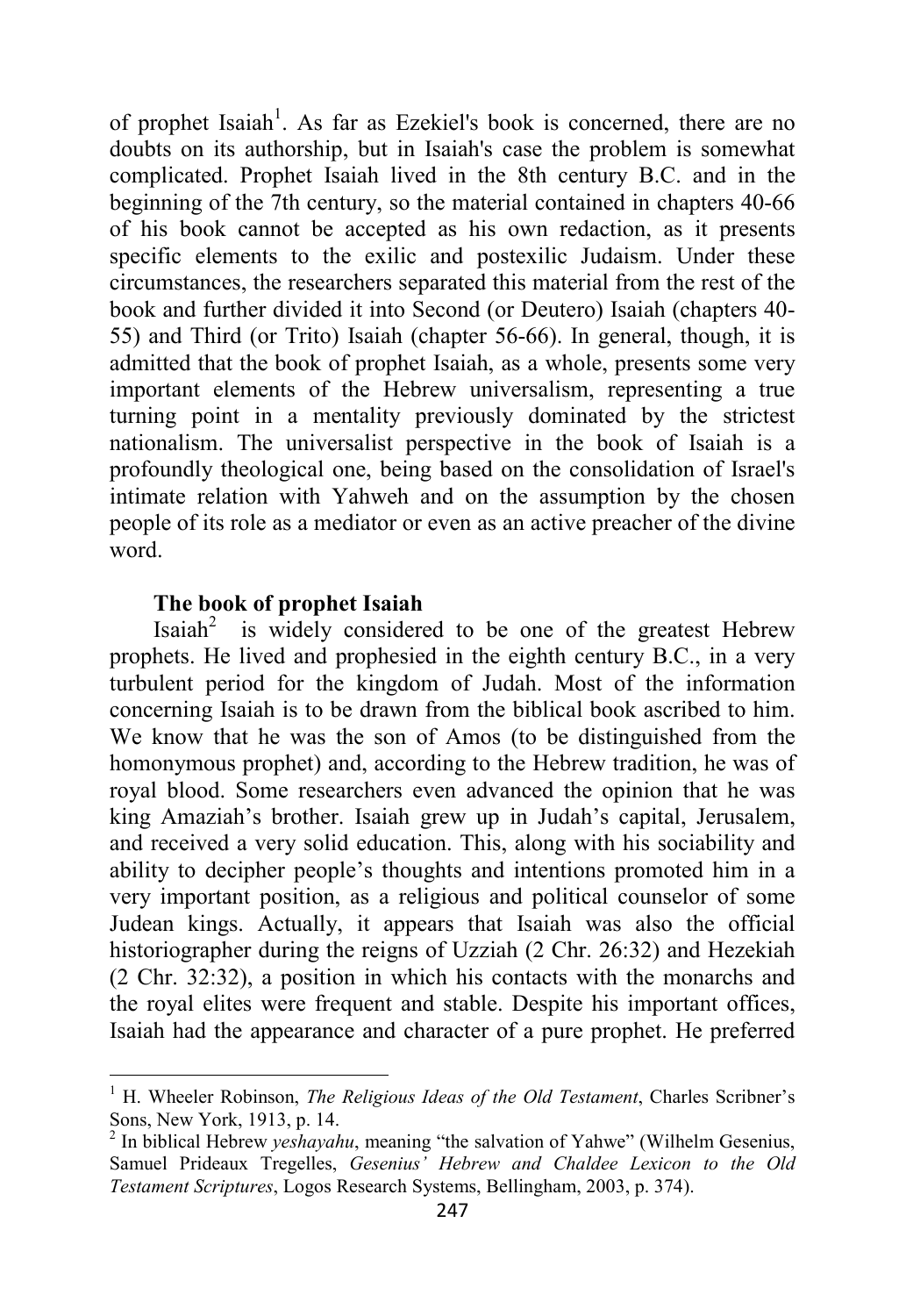of prophet Isaiah[1]. As far as Ezekiel's book is concerned, there are no doubts on its authorship, but in Isaiah's case the problem is somewhat complicated. Prophet Isaiah lived in the 8th century B.C. and in the beginning of the 7th century, so the material contained in chapters 40-66 of his book cannot be accepted as his own redaction, as it presents specific elements to the exilic and postexilic Judaism. Under these circumstances, the researchers separated this material from the rest of the book and further divided it into Second (or Deutero) Isaiah (chapters 40-55) and Third (or Trito) Isaiah (chapter 56-66). In general, though, it is admitted that the book of prophet Isaiah, as a whole, presents some very important elements of the Hebrew universalism, representing a true turning point in a mentality previously dominated by the strictest nationalism. The universalist perspective in the book of Isaiah is a profoundly theological one, being based on the consolidation of Israel's intimate relation with Yahweh and on the assumption by the chosen people of its role as a mediator or even as an active preacher of the divine word.

**The book of prophet Isaiah**

Isaiah[2] is widely considered to be one of the greatest Hebrew prophets. He lived and prophesied in the eighth century B.C., in a very turbulent period for the kingdom of Judah. Most of the information concerning Isaiah is to be drawn from the biblical book ascribed to him. We know that he was the son of Amos (to be distinguished from the homonymous prophet) and, according to the Hebrew tradition, he was of royal blood. Some researchers even advanced the opinion that he was king Amaziah's brother. Isaiah grew up in Judah's capital, Jerusalem, and received a very solid education. This, along with his sociability and ability to decipher people's thoughts and intentions promoted him in a very important position, as a religious and political counselor of some Judean kings. Actually, it appears that Isaiah was also the official historiographer during the reigns of Uzziah (2 Chr. 26:32) and Hezekiah (2 Chr. 32:32), a position in which his contacts with the monarchs and the royal elites were frequent and stable. Despite his important offices, Isaiah had the appearance and character of a pure prophet. He preferred

---

[1] H. Wheeler Robinson, *The Religious Ideas of the Old Testament*, Charles Scribner's Sons, New York, 1913, p. 14.

[2] In biblical Hebrew *yeshayahu*, meaning "the salvation of Yahwe" (Wilhelm Gesenius, Samuel Prideaux Tregelles, *Gesenius' Hebrew and Chaldee Lexicon to the Old Testament Scriptures*, Logos Research Systems, Bellingham, 2003, p. 374).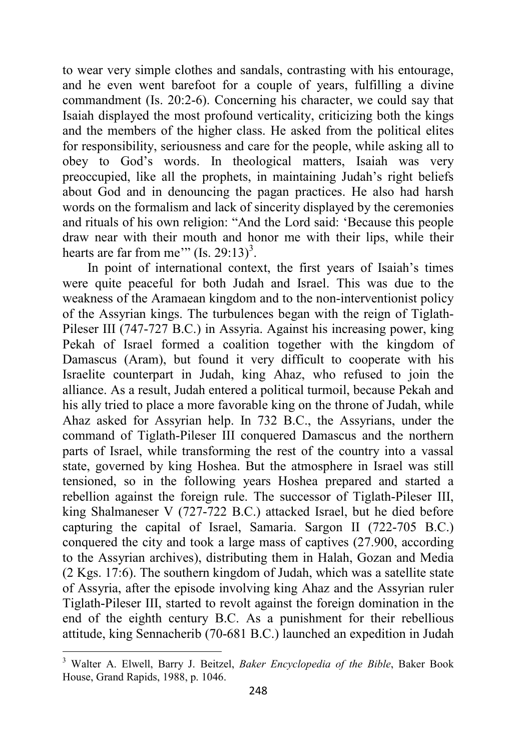to wear very simple clothes and sandals, contrasting with his entourage, and he even went barefoot for a couple of years, fulfilling a divine commandment (Is. 20:2-6). Concerning his character, we could say that Isaiah displayed the most profound verticality, criticizing both the kings and the members of the higher class. He asked from the political elites for responsibility, seriousness and care for the people, while asking all to obey to God's words. In theological matters, Isaiah was very preoccupied, like all the prophets, in maintaining Judah's right beliefs about God and in denouncing the pagan practices. He also had harsh words on the formalism and lack of sincerity displayed by the ceremonies and rituals of his own religion: "And the Lord said: 'Because this people draw near with their mouth and honor me with their lips, while their hearts are far from me'" (Is. 29:13)[3].

In point of international context, the first years of Isaiah's times were quite peaceful for both Judah and Israel. This was due to the weakness of the Aramaean kingdom and to the non-interventionist policy of the Assyrian kings. The turbulences began with the reign of Tiglath-Pileser III (747-727 B.C.) in Assyria. Against his increasing power, king Pekah of Israel formed a coalition together with the kingdom of Damascus (Aram), but found it very difficult to cooperate with his Israelite counterpart in Judah, king Ahaz, who refused to join the alliance. As a result, Judah entered a political turmoil, because Pekah and his ally tried to place a more favorable king on the throne of Judah, while Ahaz asked for Assyrian help. In 732 B.C., the Assyrians, under the command of Tiglath-Pileser III conquered Damascus and the northern parts of Israel, while transforming the rest of the country into a vassal state, governed by king Hoshea. But the atmosphere in Israel was still tensioned, so in the following years Hoshea prepared and started a rebellion against the foreign rule. The successor of Tiglath-Pileser III, king Shalmaneser V (727-722 B.C.) attacked Israel, but he died before capturing the capital of Israel, Samaria. Sargon II (722-705 B.C.) conquered the city and took a large mass of captives (27.900, according to the Assyrian archives), distributing them in Halah, Gozan and Media (2 Kgs. 17:6). The southern kingdom of Judah, which was a satellite state of Assyria, after the episode involving king Ahaz and the Assyrian ruler Tiglath-Pileser III, started to revolt against the foreign domination in the end of the eighth century B.C. As a punishment for their rebellious attitude, king Sennacherib (70-681 B.C.) launched an expedition in Judah

---

[3] Walter A. Elwell, Barry J. Beitzel, *Baker Encyclopedia of the Bible*, Baker Book House, Grand Rapids, 1988, p. 1046.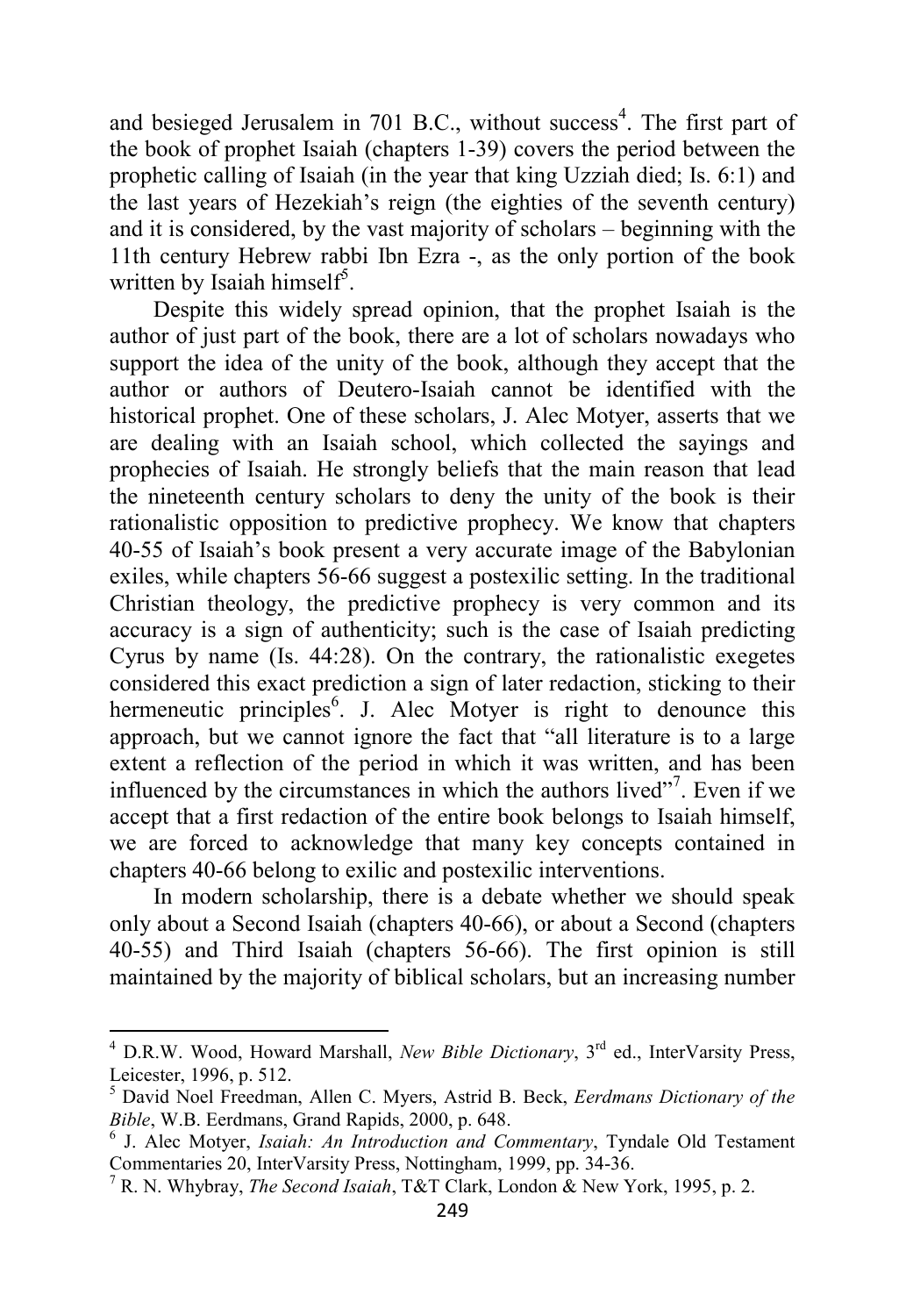and besieged Jerusalem in 701 B.C., without success[4]. The first part of the book of prophet Isaiah (chapters 1-39) covers the period between the prophetic calling of Isaiah (in the year that king Uzziah died; Is. 6:1) and the last years of Hezekiah's reign (the eighties of the seventh century) and it is considered, by the vast majority of scholars – beginning with the 11th century Hebrew rabbi Ibn Ezra -, as the only portion of the book written by Isaiah himself[5].

Despite this widely spread opinion, that the prophet Isaiah is the author of just part of the book, there are a lot of scholars nowadays who support the idea of the unity of the book, although they accept that the author or authors of Deutero-Isaiah cannot be identified with the historical prophet. One of these scholars, J. Alec Motyer, asserts that we are dealing with an Isaiah school, which collected the sayings and prophecies of Isaiah. He strongly beliefs that the main reason that lead the nineteenth century scholars to deny the unity of the book is their rationalistic opposition to predictive prophecy. We know that chapters 40-55 of Isaiah's book present a very accurate image of the Babylonian exiles, while chapters 56-66 suggest a postexilic setting. In the traditional Christian theology, the predictive prophecy is very common and its accuracy is a sign of authenticity; such is the case of Isaiah predicting Cyrus by name (Is. 44:28). On the contrary, the rationalistic exegetes considered this exact prediction a sign of later redaction, sticking to their hermeneutic principles[6]. J. Alec Motyer is right to denounce this approach, but we cannot ignore the fact that "all literature is to a large extent a reflection of the period in which it was written, and has been influenced by the circumstances in which the authors lived"[7]. Even if we accept that a first redaction of the entire book belongs to Isaiah himself, we are forced to acknowledge that many key concepts contained in chapters 40-66 belong to exilic and postexilic interventions.

In modern scholarship, there is a debate whether we should speak only about a Second Isaiah (chapters 40-66), or about a Second (chapters 40-55) and Third Isaiah (chapters 56-66). The first opinion is still maintained by the majority of biblical scholars, but an increasing number

---

[4] D.R.W. Wood, Howard Marshall, *New Bible Dictionary*, 3rd ed., InterVarsity Press, Leicester, 1996, p. 512.

[5] David Noel Freedman, Allen C. Myers, Astrid B. Beck, *Eerdmans Dictionary of the Bible*, W.B. Eerdmans, Grand Rapids, 2000, p. 648.

[6] J. Alec Motyer, *Isaiah: An Introduction and Commentary*, Tyndale Old Testament Commentaries 20, InterVarsity Press, Nottingham, 1999, pp. 34-36.

[7] R. N. Whybray, *The Second Isaiah*, T&T Clark, London & New York, 1995, p. 2.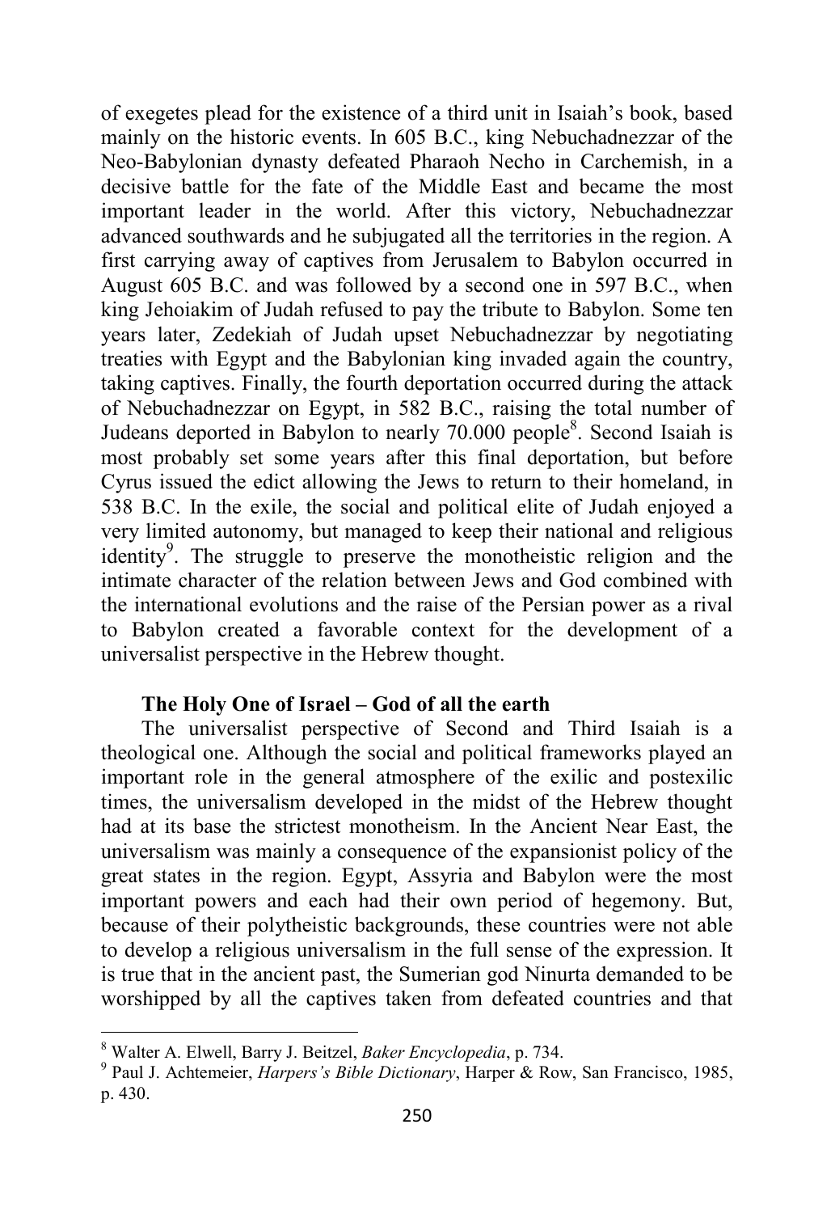of exegetes plead for the existence of a third unit in Isaiah's book, based mainly on the historic events. In 605 B.C., king Nebuchadnezzar of the Neo-Babylonian dynasty defeated Pharaoh Necho in Carchemish, in a decisive battle for the fate of the Middle East and became the most important leader in the world. After this victory, Nebuchadnezzar advanced southwards and he subjugated all the territories in the region. A first carrying away of captives from Jerusalem to Babylon occurred in August 605 B.C. and was followed by a second one in 597 B.C., when king Jehoiakim of Judah refused to pay the tribute to Babylon. Some ten years later, Zedekiah of Judah upset Nebuchadnezzar by negotiating treaties with Egypt and the Babylonian king invaded again the country, taking captives. Finally, the fourth deportation occurred during the attack of Nebuchadnezzar on Egypt, in 582 B.C., raising the total number of Judeans deported in Babylon to nearly 70.000 people[8]. Second Isaiah is most probably set some years after this final deportation, but before Cyrus issued the edict allowing the Jews to return to their homeland, in 538 B.C. In the exile, the social and political elite of Judah enjoyed a very limited autonomy, but managed to keep their national and religious identity[9]. The struggle to preserve the monotheistic religion and the intimate character of the relation between Jews and God combined with the international evolutions and the raise of the Persian power as a rival to Babylon created a favorable context for the development of a universalist perspective in the Hebrew thought.

**The Holy One of Israel – God of all the earth**

The universalist perspective of Second and Third Isaiah is a theological one. Although the social and political frameworks played an important role in the general atmosphere of the exilic and postexilic times, the universalism developed in the midst of the Hebrew thought had at its base the strictest monotheism. In the Ancient Near East, the universalism was mainly a consequence of the expansionist policy of the great states in the region. Egypt, Assyria and Babylon were the most important powers and each had their own period of hegemony. But, because of their polytheistic backgrounds, these countries were not able to develop a religious universalism in the full sense of the expression. It is true that in the ancient past, the Sumerian god Ninurta demanded to be worshipped by all the captives taken from defeated countries and that

---

[8] Walter A. Elwell, Barry J. Beitzel, *Baker Encyclopedia*, p. 734.

[9] Paul J. Achtemeier, *Harpers's Bible Dictionary*, Harper & Row, San Francisco, 1985, p. 430.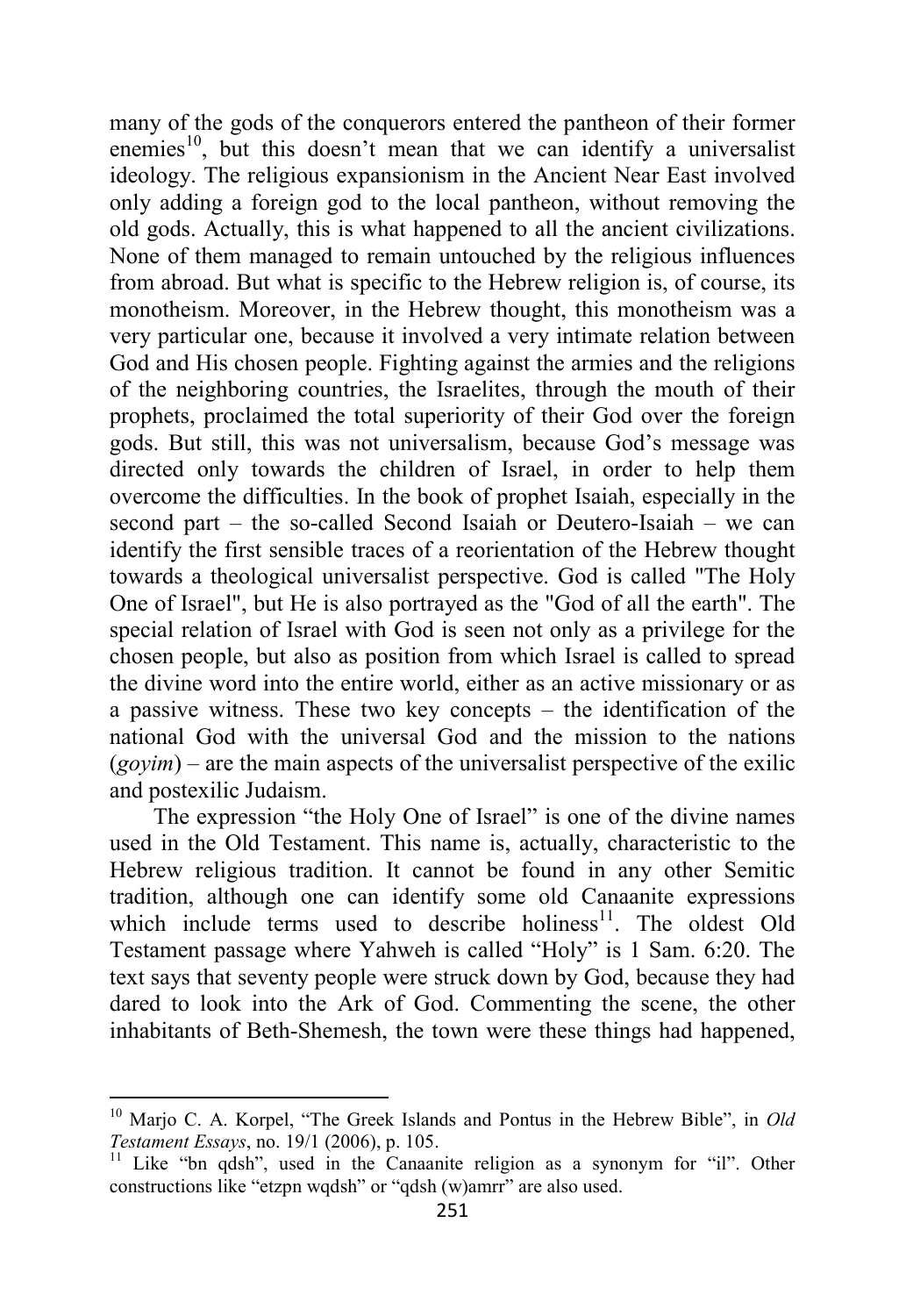many of the gods of the conquerors entered the pantheon of their former enemies[10], but this doesn't mean that we can identify a universalist ideology. The religious expansionism in the Ancient Near East involved only adding a foreign god to the local pantheon, without removing the old gods. Actually, this is what happened to all the ancient civilizations. None of them managed to remain untouched by the religious influences from abroad. But what is specific to the Hebrew religion is, of course, its monotheism. Moreover, in the Hebrew thought, this monotheism was a very particular one, because it involved a very intimate relation between God and His chosen people. Fighting against the armies and the religions of the neighboring countries, the Israelites, through the mouth of their prophets, proclaimed the total superiority of their God over the foreign gods. But still, this was not universalism, because God's message was directed only towards the children of Israel, in order to help them overcome the difficulties. In the book of prophet Isaiah, especially in the second part – the so-called Second Isaiah or Deutero-Isaiah – we can identify the first sensible traces of a reorientation of the Hebrew thought towards a theological universalist perspective. God is called "The Holy One of Israel", but He is also portrayed as the "God of all the earth". The special relation of Israel with God is seen not only as a privilege for the chosen people, but also as position from which Israel is called to spread the divine word into the entire world, either as an active missionary or as a passive witness. These two key concepts – the identification of the national God with the universal God and the mission to the nations (*goyim*) – are the main aspects of the universalist perspective of the exilic and postexilic Judaism.

The expression "the Holy One of Israel" is one of the divine names used in the Old Testament. This name is, actually, characteristic to the Hebrew religious tradition. It cannot be found in any other Semitic tradition, although one can identify some old Canaanite expressions which include terms used to describe holiness[11]. The oldest Old Testament passage where Yahweh is called "Holy" is 1 Sam. 6:20. The text says that seventy people were struck down by God, because they had dared to look into the Ark of God. Commenting the scene, the other inhabitants of Beth-Shemesh, the town were these things had happened,

---

[10] Marjo C. A. Korpel, "The Greek Islands and Pontus in the Hebrew Bible", in *Old Testament Essays*, no. 19/1 (2006), p. 105.

[11] Like "bn qdsh", used in the Canaanite religion as a synonym for "il". Other constructions like "etzpn wqdsh" or "qdsh (w)amrr" are also used.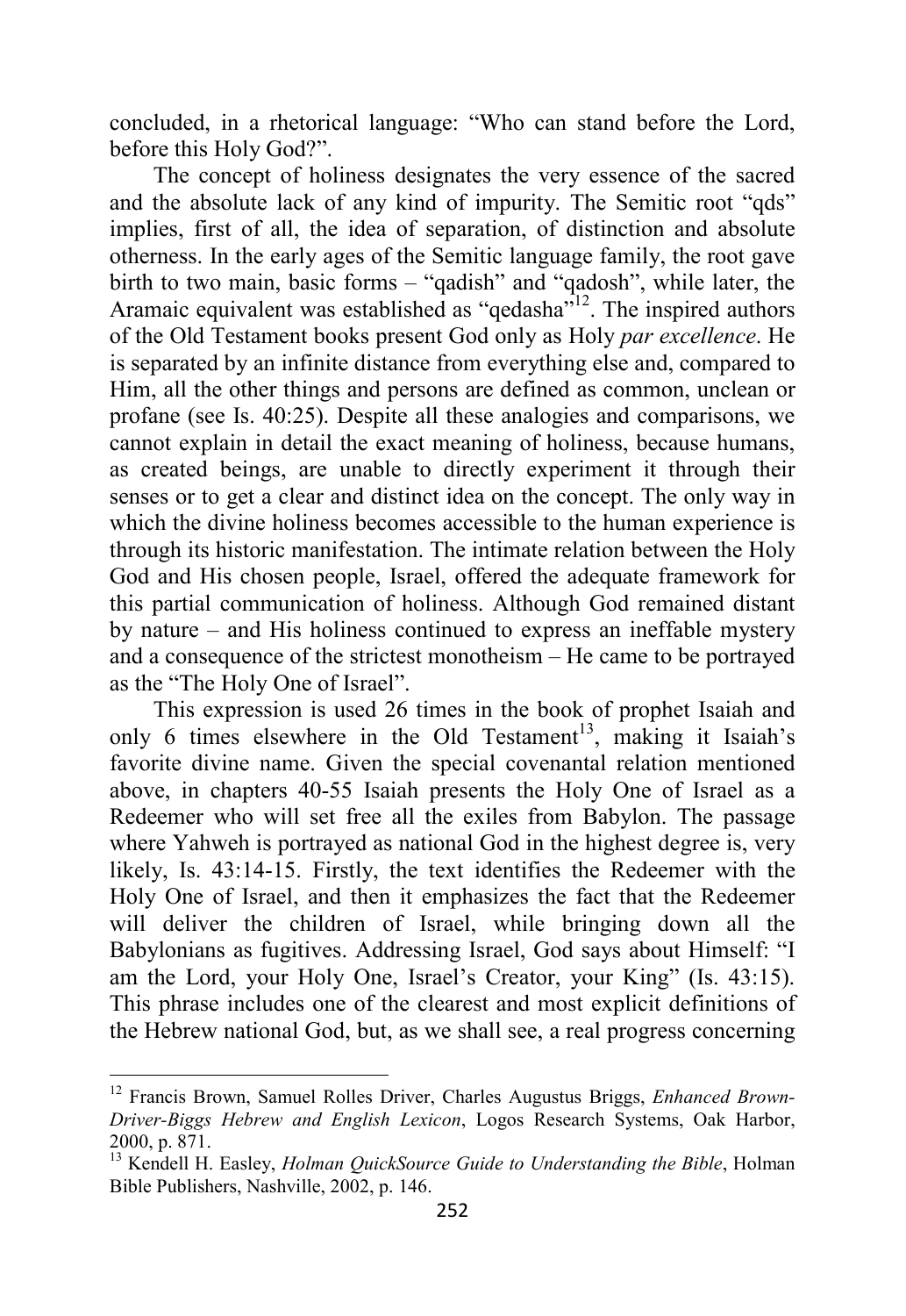concluded, in a rhetorical language: "Who can stand before the Lord, before this Holy God?".

The concept of holiness designates the very essence of the sacred and the absolute lack of any kind of impurity. The Semitic root "qds" implies, first of all, the idea of separation, of distinction and absolute otherness. In the early ages of the Semitic language family, the root gave birth to two main, basic forms – "qadish" and "qadosh", while later, the Aramaic equivalent was established as "qedasha"[12]. The inspired authors of the Old Testament books present God only as Holy *par excellence*. He is separated by an infinite distance from everything else and, compared to Him, all the other things and persons are defined as common, unclean or profane (see Is. 40:25). Despite all these analogies and comparisons, we cannot explain in detail the exact meaning of holiness, because humans, as created beings, are unable to directly experiment it through their senses or to get a clear and distinct idea on the concept. The only way in which the divine holiness becomes accessible to the human experience is through its historic manifestation. The intimate relation between the Holy God and His chosen people, Israel, offered the adequate framework for this partial communication of holiness. Although God remained distant by nature – and His holiness continued to express an ineffable mystery and a consequence of the strictest monotheism – He came to be portrayed as the "The Holy One of Israel".

This expression is used 26 times in the book of prophet Isaiah and only 6 times elsewhere in the Old Testament[13], making it Isaiah's favorite divine name. Given the special covenantal relation mentioned above, in chapters 40-55 Isaiah presents the Holy One of Israel as a Redeemer who will set free all the exiles from Babylon. The passage where Yahweh is portrayed as national God in the highest degree is, very likely, Is. 43:14-15. Firstly, the text identifies the Redeemer with the Holy One of Israel, and then it emphasizes the fact that the Redeemer will deliver the children of Israel, while bringing down all the Babylonians as fugitives. Addressing Israel, God says about Himself: "I am the Lord, your Holy One, Israel's Creator, your King" (Is. 43:15). This phrase includes one of the clearest and most explicit definitions of the Hebrew national God, but, as we shall see, a real progress concerning

---

[12] Francis Brown, Samuel Rolles Driver, Charles Augustus Briggs, *Enhanced Brown-Driver-Biggs Hebrew and English Lexicon*, Logos Research Systems, Oak Harbor, 2000, p. 871.

[13] Kendell H. Easley, *Holman QuickSource Guide to Understanding the Bible*, Holman Bible Publishers, Nashville, 2002, p. 146.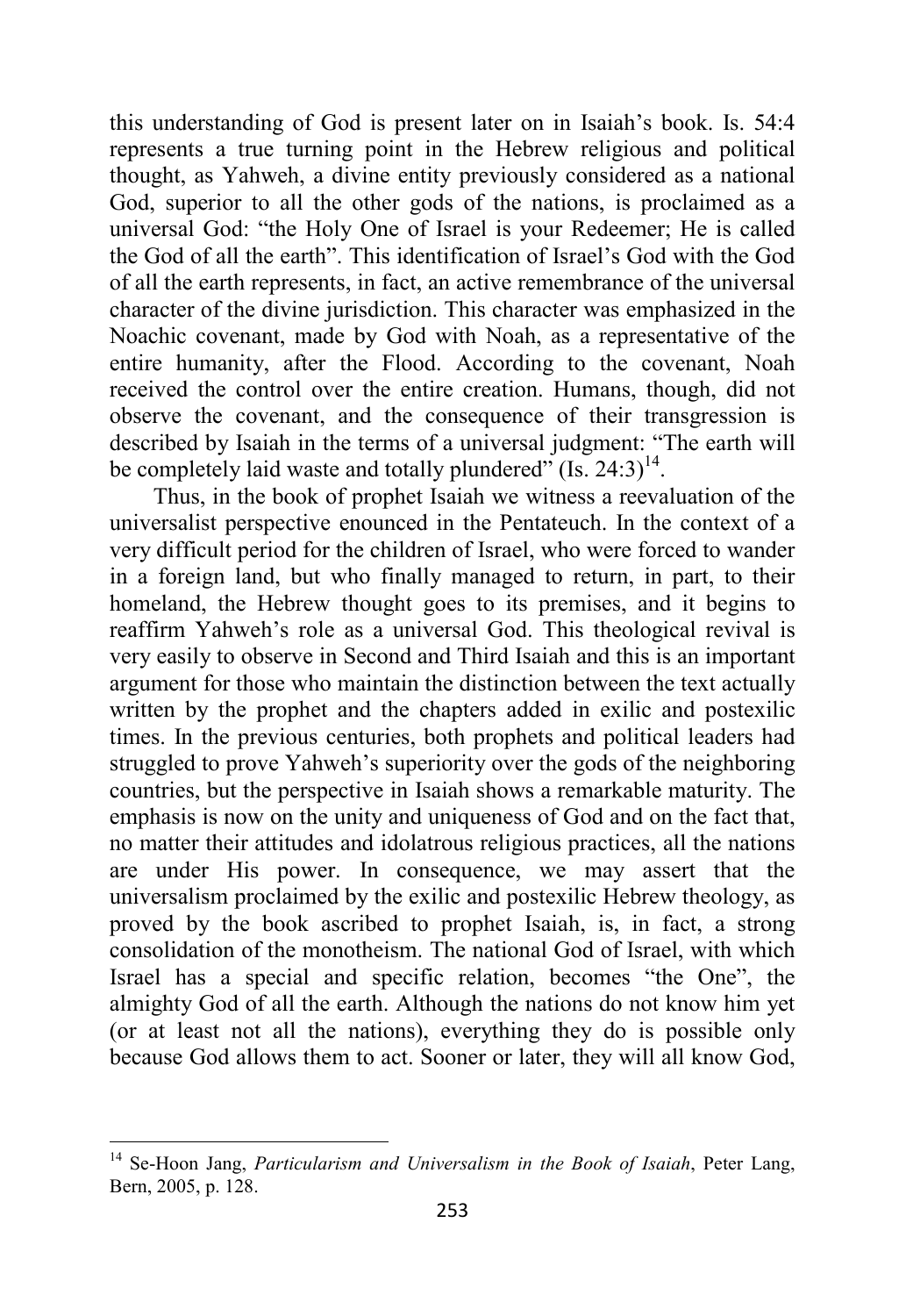this understanding of God is present later on in Isaiah's book. Is. 54:4 represents a true turning point in the Hebrew religious and political thought, as Yahweh, a divine entity previously considered as a national God, superior to all the other gods of the nations, is proclaimed as a universal God: "the Holy One of Israel is your Redeemer; He is called the God of all the earth". This identification of Israel's God with the God of all the earth represents, in fact, an active remembrance of the universal character of the divine jurisdiction. This character was emphasized in the Noachic covenant, made by God with Noah, as a representative of the entire humanity, after the Flood. According to the covenant, Noah received the control over the entire creation. Humans, though, did not observe the covenant, and the consequence of their transgression is described by Isaiah in the terms of a universal judgment: "The earth will be completely laid waste and totally plundered" (Is. 24:3)[14].

Thus, in the book of prophet Isaiah we witness a reevaluation of the universalist perspective enounced in the Pentateuch. In the context of a very difficult period for the children of Israel, who were forced to wander in a foreign land, but who finally managed to return, in part, to their homeland, the Hebrew thought goes to its premises, and it begins to reaffirm Yahweh's role as a universal God. This theological revival is very easily to observe in Second and Third Isaiah and this is an important argument for those who maintain the distinction between the text actually written by the prophet and the chapters added in exilic and postexilic times. In the previous centuries, both prophets and political leaders had struggled to prove Yahweh's superiority over the gods of the neighboring countries, but the perspective in Isaiah shows a remarkable maturity. The emphasis is now on the unity and uniqueness of God and on the fact that, no matter their attitudes and idolatrous religious practices, all the nations are under His power. In consequence, we may assert that the universalism proclaimed by the exilic and postexilic Hebrew theology, as proved by the book ascribed to prophet Isaiah, is, in fact, a strong consolidation of the monotheism. The national God of Israel, with which Israel has a special and specific relation, becomes "the One", the almighty God of all the earth. Although the nations do not know him yet (or at least not all the nations), everything they do is possible only because God allows them to act. Sooner or later, they will all know God,

---

[14] Se-Hoon Jang, *Particularism and Universalism in the Book of Isaiah*, Peter Lang, Bern, 2005, p. 128.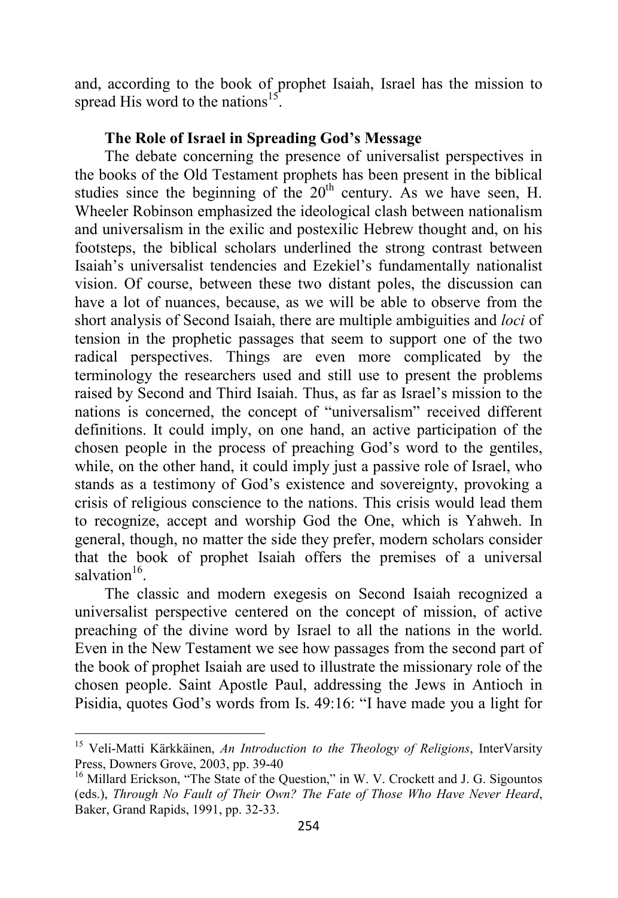and, according to the book of prophet Isaiah, Israel has the mission to spread His word to the nations[15].

**The Role of Israel in Spreading God's Message**

The debate concerning the presence of universalist perspectives in the books of the Old Testament prophets has been present in the biblical studies since the beginning of the 20th century. As we have seen, H. Wheeler Robinson emphasized the ideological clash between nationalism and universalism in the exilic and postexilic Hebrew thought and, on his footsteps, the biblical scholars underlined the strong contrast between Isaiah's universalist tendencies and Ezekiel's fundamentally nationalist vision. Of course, between these two distant poles, the discussion can have a lot of nuances, because, as we will be able to observe from the short analysis of Second Isaiah, there are multiple ambiguities and *loci* of tension in the prophetic passages that seem to support one of the two radical perspectives. Things are even more complicated by the terminology the researchers used and still use to present the problems raised by Second and Third Isaiah. Thus, as far as Israel's mission to the nations is concerned, the concept of "universalism" received different definitions. It could imply, on one hand, an active participation of the chosen people in the process of preaching God's word to the gentiles, while, on the other hand, it could imply just a passive role of Israel, who stands as a testimony of God's existence and sovereignty, provoking a crisis of religious conscience to the nations. This crisis would lead them to recognize, accept and worship God the One, which is Yahweh. In general, though, no matter the side they prefer, modern scholars consider that the book of prophet Isaiah offers the premises of a universal salvation[16].

The classic and modern exegesis on Second Isaiah recognized a universalist perspective centered on the concept of mission, of active preaching of the divine word by Israel to all the nations in the world. Even in the New Testament we see how passages from the second part of the book of prophet Isaiah are used to illustrate the missionary role of the chosen people. Saint Apostle Paul, addressing the Jews in Antioch in Pisidia, quotes God's words from Is. 49:16: "I have made you a light for

---

[15] Veli-Matti Kärkkäinen, *An Introduction to the Theology of Religions*, InterVarsity Press, Downers Grove, 2003, pp. 39-40

[16] Millard Erickson, "The State of the Question," in W. V. Crockett and J. G. Sigountos (eds.), *Through No Fault of Their Own? The Fate of Those Who Have Never Heard*, Baker, Grand Rapids, 1991, pp. 32-33.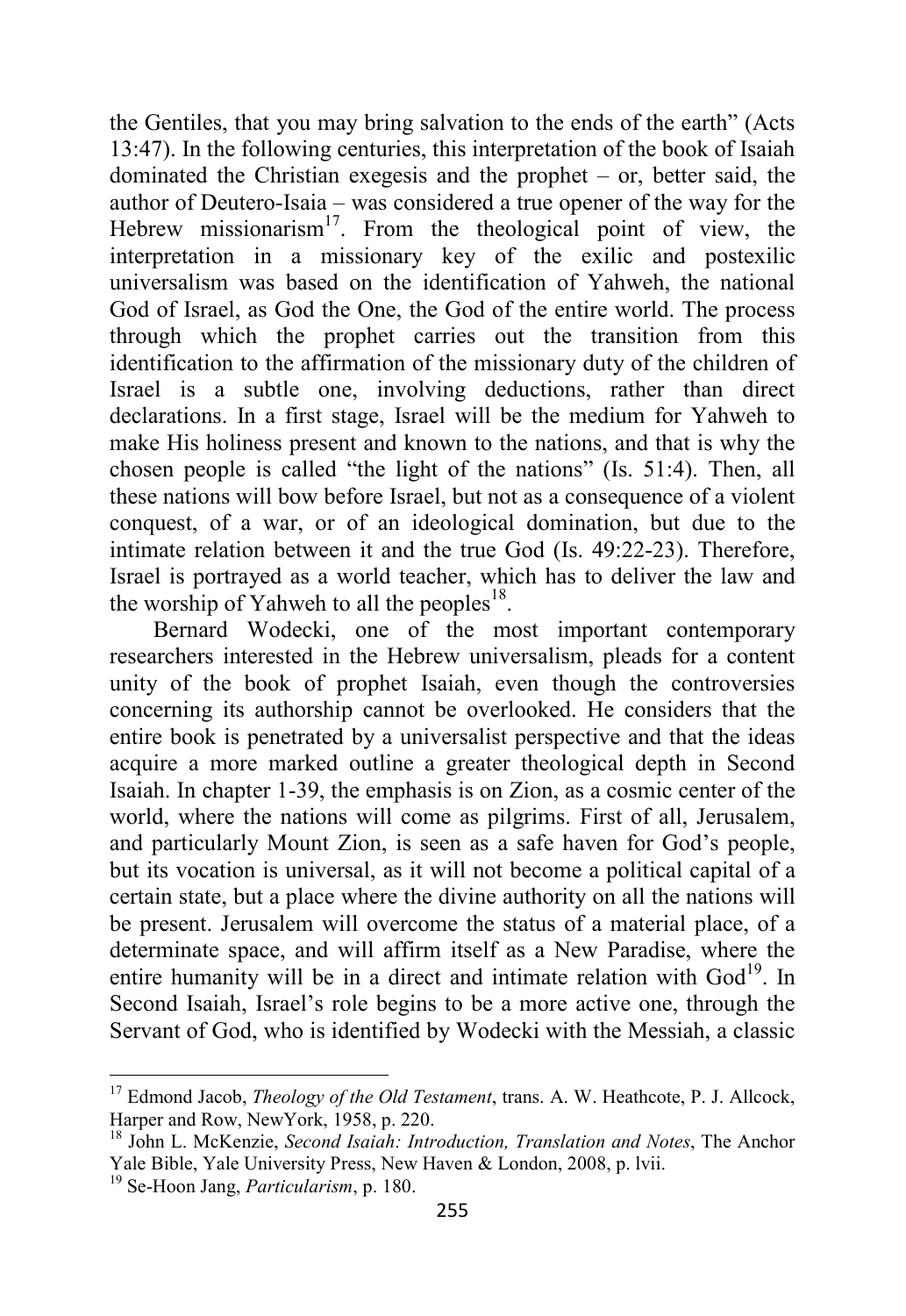the Gentiles, that you may bring salvation to the ends of the earth" (Acts 13:47). In the following centuries, this interpretation of the book of Isaiah dominated the Christian exegesis and the prophet – or, better said, the author of Deutero-Isaia – was considered a true opener of the way for the Hebrew missionarism[17]. From the theological point of view, the interpretation in a missionary key of the exilic and postexilic universalism was based on the identification of Yahweh, the national God of Israel, as God the One, the God of the entire world. The process through which the prophet carries out the transition from this identification to the affirmation of the missionary duty of the children of Israel is a subtle one, involving deductions, rather than direct declarations. In a first stage, Israel will be the medium for Yahweh to make His holiness present and known to the nations, and that is why the chosen people is called "the light of the nations" (Is. 51:4). Then, all these nations will bow before Israel, but not as a consequence of a violent conquest, of a war, or of an ideological domination, but due to the intimate relation between it and the true God (Is. 49:22-23). Therefore, Israel is portrayed as a world teacher, which has to deliver the law and the worship of Yahweh to all the peoples[18].

Bernard Wodecki, one of the most important contemporary researchers interested in the Hebrew universalism, pleads for a content unity of the book of prophet Isaiah, even though the controversies concerning its authorship cannot be overlooked. He considers that the entire book is penetrated by a universalist perspective and that the ideas acquire a more marked outline a greater theological depth in Second Isaiah. In chapter 1-39, the emphasis is on Zion, as a cosmic center of the world, where the nations will come as pilgrims. First of all, Jerusalem, and particularly Mount Zion, is seen as a safe haven for God's people, but its vocation is universal, as it will not become a political capital of a certain state, but a place where the divine authority on all the nations will be present. Jerusalem will overcome the status of a material place, of a determinate space, and will affirm itself as a New Paradise, where the entire humanity will be in a direct and intimate relation with God[19]. In Second Isaiah, Israel's role begins to be a more active one, through the Servant of God, who is identified by Wodecki with the Messiah, a classic

---

[17] Edmond Jacob, *Theology of the Old Testament*, trans. A. W. Heathcote, P. J. Allcock, Harper and Row, NewYork, 1958, p. 220.

[18] John L. McKenzie, *Second Isaiah: Introduction, Translation and Notes*, The Anchor Yale Bible, Yale University Press, New Haven & London, 2008, p. lvii.

[19] Se-Hoon Jang, *Particularism*, p. 180.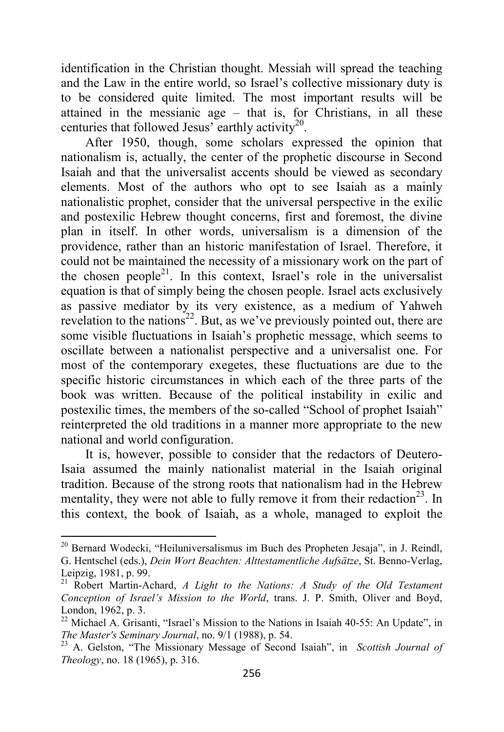identification in the Christian thought. Messiah will spread the teaching and the Law in the entire world, so Israel's collective missionary duty is to be considered quite limited. The most important results will be attained in the messianic age – that is, for Christians, in all these centuries that followed Jesus' earthly activity[20].

After 1950, though, some scholars expressed the opinion that nationalism is, actually, the center of the prophetic discourse in Second Isaiah and that the universalist accents should be viewed as secondary elements. Most of the authors who opt to see Isaiah as a mainly nationalistic prophet, consider that the universal perspective in the exilic and postexilic Hebrew thought concerns, first and foremost, the divine plan in itself. In other words, universalism is a dimension of the providence, rather than an historic manifestation of Israel. Therefore, it could not be maintained the necessity of a missionary work on the part of the chosen people[21]. In this context, Israel's role in the universalist equation is that of simply being the chosen people. Israel acts exclusively as passive mediator by its very existence, as a medium of Yahweh revelation to the nations[22]. But, as we've previously pointed out, there are some visible fluctuations in Isaiah's prophetic message, which seems to oscillate between a nationalist perspective and a universalist one. For most of the contemporary exegetes, these fluctuations are due to the specific historic circumstances in which each of the three parts of the book was written. Because of the political instability in exilic and postexilic times, the members of the so-called "School of prophet Isaiah" reinterpreted the old traditions in a manner more appropriate to the new national and world configuration.

It is, however, possible to consider that the redactors of Deutero-Isaia assumed the mainly nationalist material in the Isaiah original tradition. Because of the strong roots that nationalism had in the Hebrew mentality, they were not able to fully remove it from their redaction[23]. In this context, the book of Isaiah, as a whole, managed to exploit the

---

[20] Bernard Wodecki, "Heiluniversalismus im Buch des Propheten Jesaja", in J. Reindl, G. Hentschel (eds.), *Dein Wort Beachten: Alttestamentliche Aufsätze*, St. Benno-Verlag, Leipzig, 1981, p. 99.

[21] Robert Martin-Achard, *A Light to the Nations: A Study of the Old Testament Conception of Israel's Mission to the World*, trans. J. P. Smith, Oliver and Boyd, London, 1962, p. 3.

[22] Michael A. Grisanti, "Israel's Mission to the Nations in Isaiah 40-55: An Update", in *The Master's Seminary Journal*, no. 9/1 (1988), p. 54.

[23] A. Gelston, "The Missionary Message of Second Isaiah", in *Scottish Journal of Theology*, no. 18 (1965), p. 316.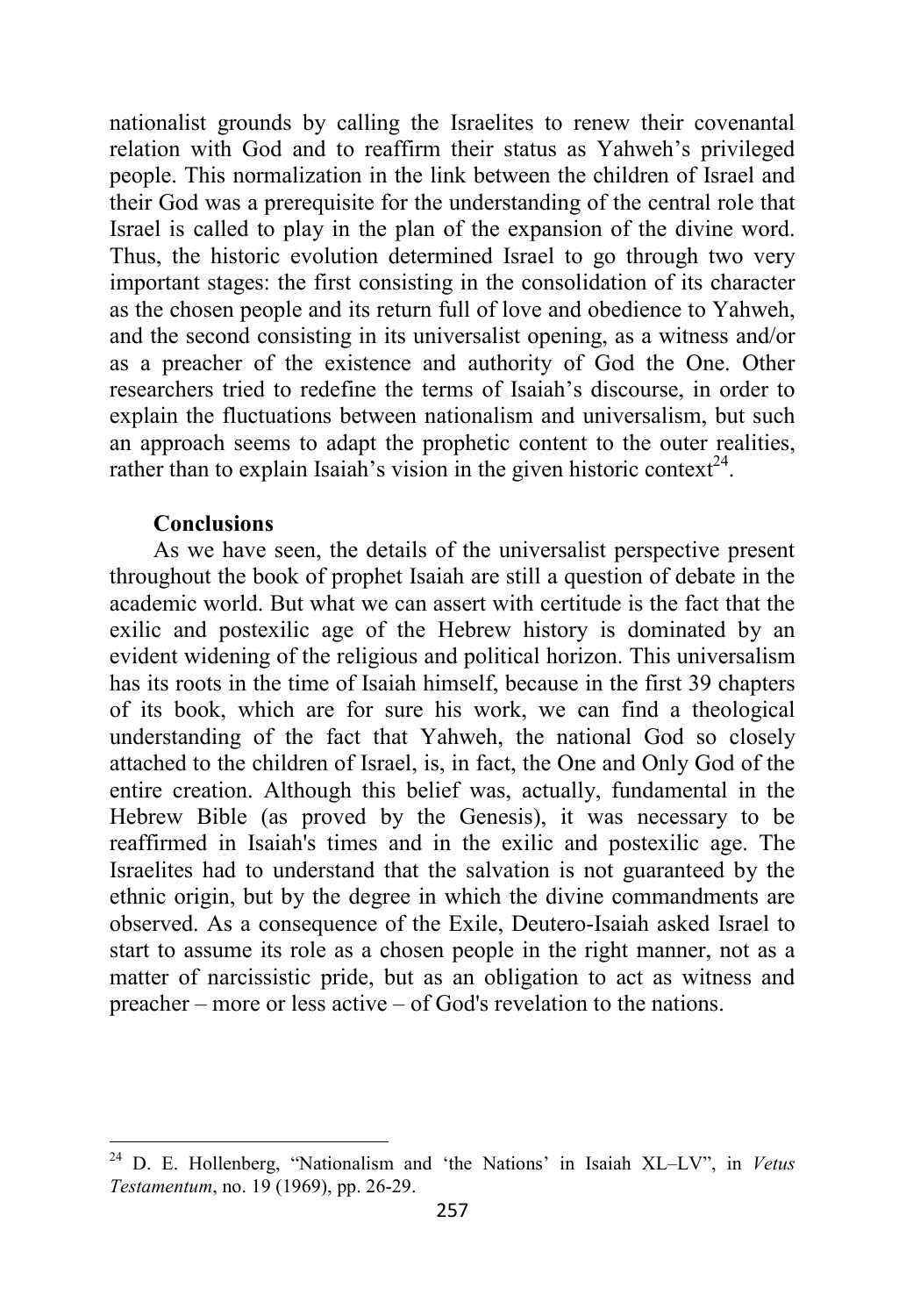nationalist grounds by calling the Israelites to renew their covenantal relation with God and to reaffirm their status as Yahweh's privileged people. This normalization in the link between the children of Israel and their God was a prerequisite for the understanding of the central role that Israel is called to play in the plan of the expansion of the divine word. Thus, the historic evolution determined Israel to go through two very important stages: the first consisting in the consolidation of its character as the chosen people and its return full of love and obedience to Yahweh, and the second consisting in its universalist opening, as a witness and/or as a preacher of the existence and authority of God the One. Other researchers tried to redefine the terms of Isaiah's discourse, in order to explain the fluctuations between nationalism and universalism, but such an approach seems to adapt the prophetic content to the outer realities, rather than to explain Isaiah's vision in the given historic context[24].

**Conclusions**

As we have seen, the details of the universalist perspective present throughout the book of prophet Isaiah are still a question of debate in the academic world. But what we can assert with certitude is the fact that the exilic and postexilic age of the Hebrew history is dominated by an evident widening of the religious and political horizon. This universalism has its roots in the time of Isaiah himself, because in the first 39 chapters of its book, which are for sure his work, we can find a theological understanding of the fact that Yahweh, the national God so closely attached to the children of Israel, is, in fact, the One and Only God of the entire creation. Although this belief was, actually, fundamental in the Hebrew Bible (as proved by the Genesis), it was necessary to be reaffirmed in Isaiah's times and in the exilic and postexilic age. The Israelites had to understand that the salvation is not guaranteed by the ethnic origin, but by the degree in which the divine commandments are observed. As a consequence of the Exile, Deutero-Isaiah asked Israel to start to assume its role as a chosen people in the right manner, not as a matter of narcissistic pride, but as an obligation to act as witness and preacher – more or less active – of God's revelation to the nations.

---

[24] D. E. Hollenberg, "Nationalism and 'the Nations' in Isaiah XL–LV", in *Vetus Testamentum*, no. 19 (1969), pp. 26-29.